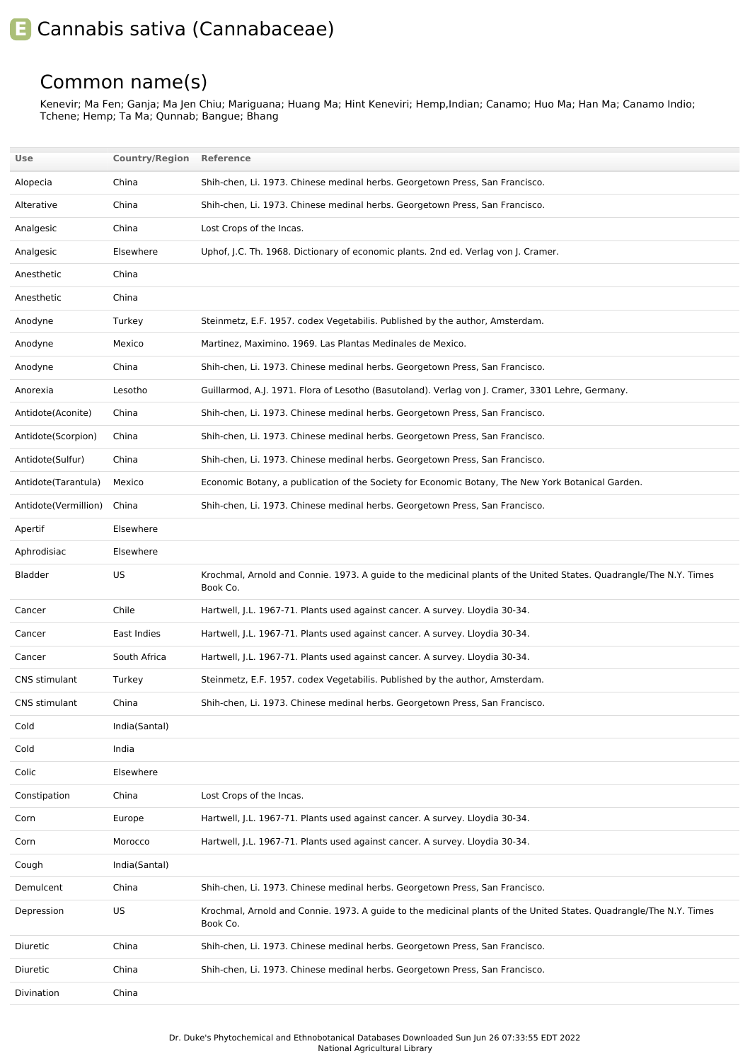# E Cannabis sativa (Cannabaceae)

## Common name(s)

Kenevir; Ma Fen; Ganja; Ma Jen Chiu; Mariguana; Huang Ma; Hint Keneviri; Hemp,Indian; Canamo; Huo Ma; Han Ma; Canamo Indio; Tchene; Hemp; Ta Ma; Qunnab; Bangue; Bhang

| Use | Country/Region | Reference |
|---|---|---|
| Alopecia | China | Shih-chen, Li. 1973. Chinese medinal herbs. Georgetown Press, San Francisco. |
| Alterative | China | Shih-chen, Li. 1973. Chinese medinal herbs. Georgetown Press, San Francisco. |
| Analgesic | China | Lost Crops of the Incas. |
| Analgesic | Elsewhere | Uphof, J.C. Th. 1968. Dictionary of economic plants. 2nd ed. Verlag von J. Cramer. |
| Anesthetic | China | |
| Anesthetic | China | |
| Anodyne | Turkey | Steinmetz, E.F. 1957. codex Vegetabilis. Published by the author, Amsterdam. |
| Anodyne | Mexico | Martinez, Maximino. 1969. Las Plantas Medinales de Mexico. |
| Anodyne | China | Shih-chen, Li. 1973. Chinese medinal herbs. Georgetown Press, San Francisco. |
| Anorexia | Lesotho | Guillarmod, A.J. 1971. Flora of Lesotho (Basutoland). Verlag von J. Cramer, 3301 Lehre, Germany. |
| Antidote(Aconite) | China | Shih-chen, Li. 1973. Chinese medinal herbs. Georgetown Press, San Francisco. |
| Antidote(Scorpion) | China | Shih-chen, Li. 1973. Chinese medinal herbs. Georgetown Press, San Francisco. |
| Antidote(Sulfur) | China | Shih-chen, Li. 1973. Chinese medinal herbs. Georgetown Press, San Francisco. |
| Antidote(Tarantula) | Mexico | Economic Botany, a publication of the Society for Economic Botany, The New York Botanical Garden. |
| Antidote(Vermillion) | China | Shih-chen, Li. 1973. Chinese medinal herbs. Georgetown Press, San Francisco. |
| Apertif | Elsewhere | |
| Aphrodisiac | Elsewhere | |
| Bladder | US | Krochmal, Arnold and Connie. 1973. A guide to the medicinal plants of the United States. Quadrangle/The N.Y. Times Book Co. |
| Cancer | Chile | Hartwell, J.L. 1967-71. Plants used against cancer. A survey. Lloydia 30-34. |
| Cancer | East Indies | Hartwell, J.L. 1967-71. Plants used against cancer. A survey. Lloydia 30-34. |
| Cancer | South Africa | Hartwell, J.L. 1967-71. Plants used against cancer. A survey. Lloydia 30-34. |
| CNS stimulant | Turkey | Steinmetz, E.F. 1957. codex Vegetabilis. Published by the author, Amsterdam. |
| CNS stimulant | China | Shih-chen, Li. 1973. Chinese medinal herbs. Georgetown Press, San Francisco. |
| Cold | India(Santal) | |
| Cold | India | |
| Colic | Elsewhere | |
| Constipation | China | Lost Crops of the Incas. |
| Corn | Europe | Hartwell, J.L. 1967-71. Plants used against cancer. A survey. Lloydia 30-34. |
| Corn | Morocco | Hartwell, J.L. 1967-71. Plants used against cancer. A survey. Lloydia 30-34. |
| Cough | India(Santal) | |
| Demulcent | China | Shih-chen, Li. 1973. Chinese medinal herbs. Georgetown Press, San Francisco. |
| Depression | US | Krochmal, Arnold and Connie. 1973. A guide to the medicinal plants of the United States. Quadrangle/The N.Y. Times Book Co. |
| Diuretic | China | Shih-chen, Li. 1973. Chinese medinal herbs. Georgetown Press, San Francisco. |
| Diuretic | China | Shih-chen, Li. 1973. Chinese medinal herbs. Georgetown Press, San Francisco. |
| Divination | China | |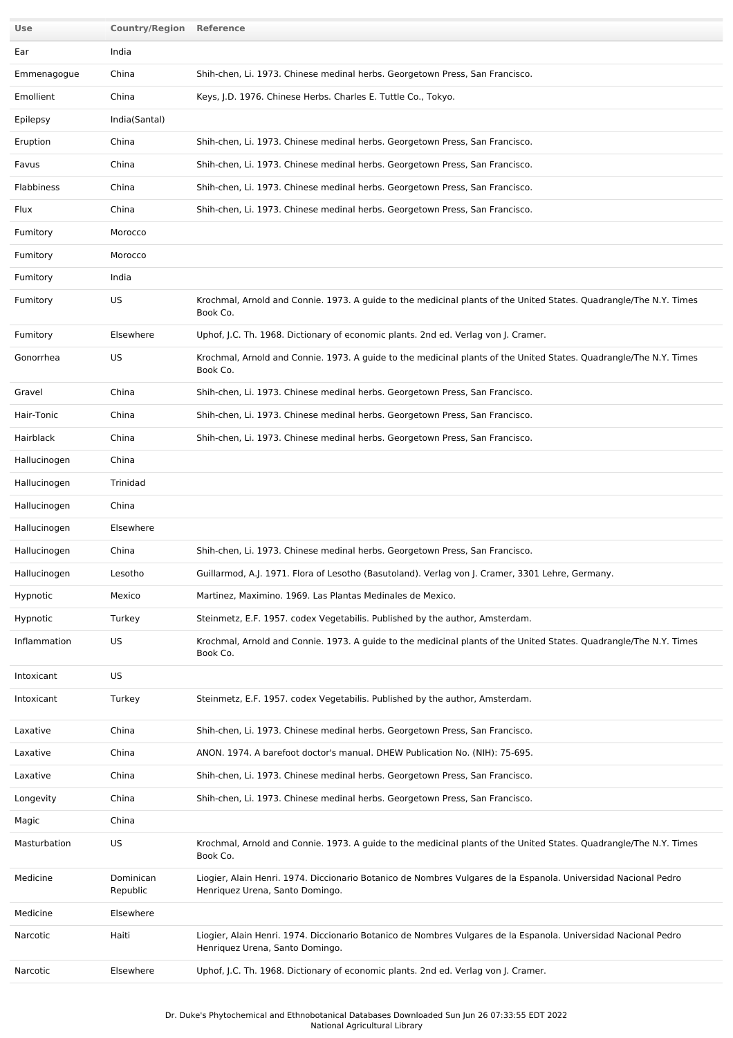| Use | Country/Region | Reference |
| --- | --- | --- |
| Ear | India | |
| Emmenagogue | China | Shih-chen, Li. 1973. Chinese medinal herbs. Georgetown Press, San Francisco. |
| Emollient | China | Keys, J.D. 1976. Chinese Herbs. Charles E. Tuttle Co., Tokyo. |
| Epilepsy | India(Santal) | |
| Eruption | China | Shih-chen, Li. 1973. Chinese medinal herbs. Georgetown Press, San Francisco. |
| Favus | China | Shih-chen, Li. 1973. Chinese medinal herbs. Georgetown Press, San Francisco. |
| Flabbiness | China | Shih-chen, Li. 1973. Chinese medinal herbs. Georgetown Press, San Francisco. |
| Flux | China | Shih-chen, Li. 1973. Chinese medinal herbs. Georgetown Press, San Francisco. |
| Fumitory | Morocco | |
| Fumitory | Morocco | |
| Fumitory | India | |
| Fumitory | US | Krochmal, Arnold and Connie. 1973. A guide to the medicinal plants of the United States. Quadrangle/The N.Y. Times Book Co. |
| Fumitory | Elsewhere | Uphof, J.C. Th. 1968. Dictionary of economic plants. 2nd ed. Verlag von J. Cramer. |
| Gonorrhea | US | Krochmal, Arnold and Connie. 1973. A guide to the medicinal plants of the United States. Quadrangle/The N.Y. Times Book Co. |
| Gravel | China | Shih-chen, Li. 1973. Chinese medinal herbs. Georgetown Press, San Francisco. |
| Hair-Tonic | China | Shih-chen, Li. 1973. Chinese medinal herbs. Georgetown Press, San Francisco. |
| Hairblack | China | Shih-chen, Li. 1973. Chinese medinal herbs. Georgetown Press, San Francisco. |
| Hallucinogen | China | |
| Hallucinogen | Trinidad | |
| Hallucinogen | China | |
| Hallucinogen | Elsewhere | |
| Hallucinogen | China | Shih-chen, Li. 1973. Chinese medinal herbs. Georgetown Press, San Francisco. |
| Hallucinogen | Lesotho | Guillarmod, A.J. 1971. Flora of Lesotho (Basutoland). Verlag von J. Cramer, 3301 Lehre, Germany. |
| Hypnotic | Mexico | Martinez, Maximino. 1969. Las Plantas Medinales de Mexico. |
| Hypnotic | Turkey | Steinmetz, E.F. 1957. codex Vegetabilis. Published by the author, Amsterdam. |
| Inflammation | US | Krochmal, Arnold and Connie. 1973. A guide to the medicinal plants of the United States. Quadrangle/The N.Y. Times Book Co. |
| Intoxicant | US | |
| Intoxicant | Turkey | Steinmetz, E.F. 1957. codex Vegetabilis. Published by the author, Amsterdam. |
| Laxative | China | Shih-chen, Li. 1973. Chinese medinal herbs. Georgetown Press, San Francisco. |
| Laxative | China | ANON. 1974. A barefoot doctor's manual. DHEW Publication No. (NIH): 75-695. |
| Laxative | China | Shih-chen, Li. 1973. Chinese medinal herbs. Georgetown Press, San Francisco. |
| Longevity | China | Shih-chen, Li. 1973. Chinese medinal herbs. Georgetown Press, San Francisco. |
| Magic | China | |
| Masturbation | US | Krochmal, Arnold and Connie. 1973. A guide to the medicinal plants of the United States. Quadrangle/The N.Y. Times Book Co. |
| Medicine | Dominican Republic | Liogier, Alain Henri. 1974. Diccionario Botanico de Nombres Vulgares de la Espanola. Universidad Nacional Pedro Henriquez Urena, Santo Domingo. |
| Medicine | Elsewhere | |
| Narcotic | Haiti | Liogier, Alain Henri. 1974. Diccionario Botanico de Nombres Vulgares de la Espanola. Universidad Nacional Pedro Henriquez Urena, Santo Domingo. |
| Narcotic | Elsewhere | Uphof, J.C. Th. 1968. Dictionary of economic plants. 2nd ed. Verlag von J. Cramer. |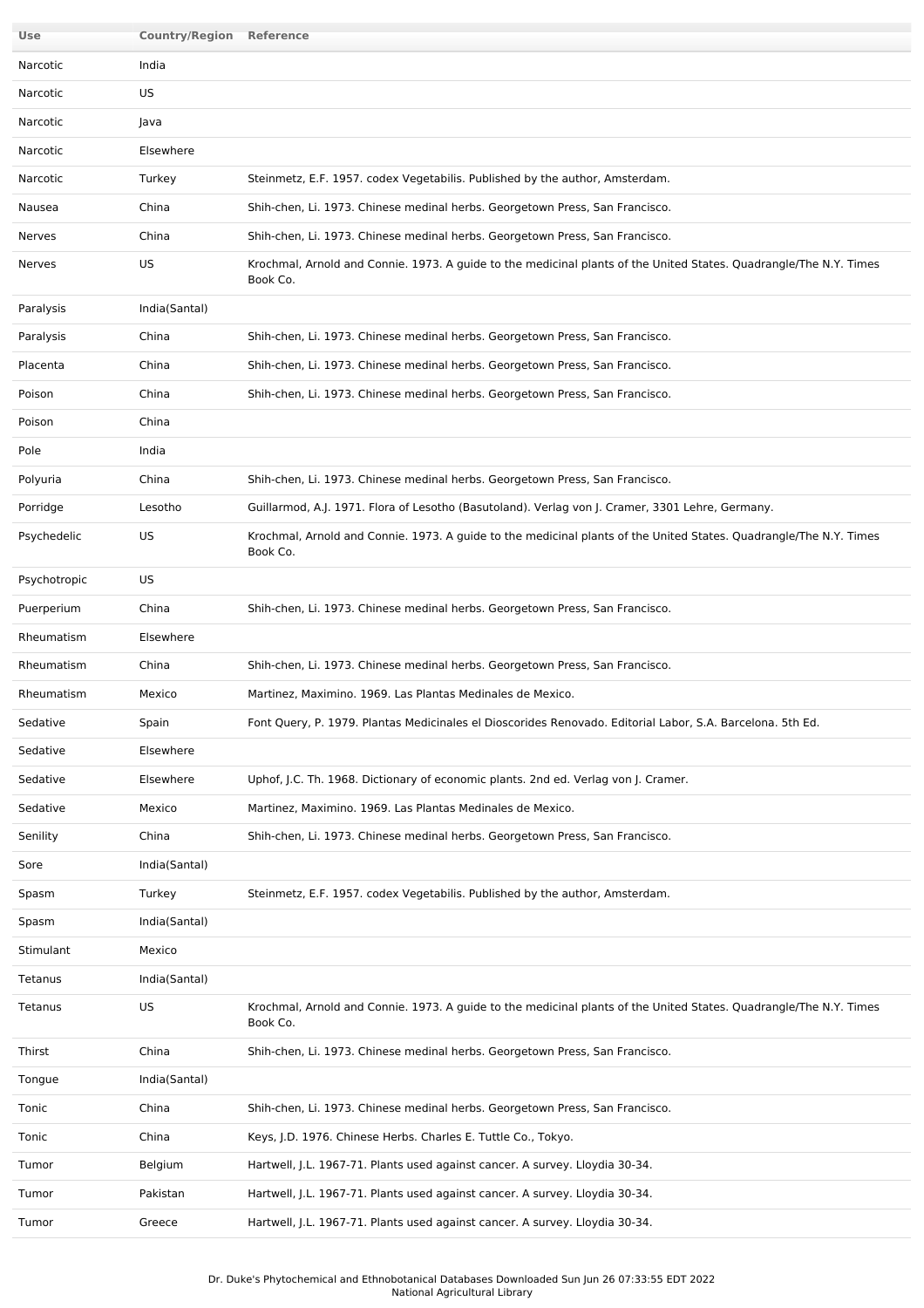| Use | Country/Region | Reference |
|---|---|---|
| Narcotic | India | |
| Narcotic | US | |
| Narcotic | Java | |
| Narcotic | Elsewhere | |
| Narcotic | Turkey | Steinmetz, E.F. 1957. codex Vegetabilis. Published by the author, Amsterdam. |
| Nausea | China | Shih-chen, Li. 1973. Chinese medinal herbs. Georgetown Press, San Francisco. |
| Nerves | China | Shih-chen, Li. 1973. Chinese medinal herbs. Georgetown Press, San Francisco. |
| Nerves | US | Krochmal, Arnold and Connie. 1973. A guide to the medicinal plants of the United States. Quadrangle/The N.Y. Times Book Co. |
| Paralysis | India(Santal) | |
| Paralysis | China | Shih-chen, Li. 1973. Chinese medinal herbs. Georgetown Press, San Francisco. |
| Placenta | China | Shih-chen, Li. 1973. Chinese medinal herbs. Georgetown Press, San Francisco. |
| Poison | China | Shih-chen, Li. 1973. Chinese medinal herbs. Georgetown Press, San Francisco. |
| Poison | China | |
| Pole | India | |
| Polyuria | China | Shih-chen, Li. 1973. Chinese medinal herbs. Georgetown Press, San Francisco. |
| Porridge | Lesotho | Guillarmod, A.J. 1971. Flora of Lesotho (Basutoland). Verlag von J. Cramer, 3301 Lehre, Germany. |
| Psychedelic | US | Krochmal, Arnold and Connie. 1973. A guide to the medicinal plants of the United States. Quadrangle/The N.Y. Times Book Co. |
| Psychotropic | US | |
| Puerperium | China | Shih-chen, Li. 1973. Chinese medinal herbs. Georgetown Press, San Francisco. |
| Rheumatism | Elsewhere | |
| Rheumatism | China | Shih-chen, Li. 1973. Chinese medinal herbs. Georgetown Press, San Francisco. |
| Rheumatism | Mexico | Martinez, Maximino. 1969. Las Plantas Medinales de Mexico. |
| Sedative | Spain | Font Query, P. 1979. Plantas Medicinales el Dioscorides Renovado. Editorial Labor, S.A. Barcelona. 5th Ed. |
| Sedative | Elsewhere | |
| Sedative | Elsewhere | Uphof, J.C. Th. 1968. Dictionary of economic plants. 2nd ed. Verlag von J. Cramer. |
| Sedative | Mexico | Martinez, Maximino. 1969. Las Plantas Medinales de Mexico. |
| Senility | China | Shih-chen, Li. 1973. Chinese medinal herbs. Georgetown Press, San Francisco. |
| Sore | India(Santal) | |
| Spasm | Turkey | Steinmetz, E.F. 1957. codex Vegetabilis. Published by the author, Amsterdam. |
| Spasm | India(Santal) | |
| Stimulant | Mexico | |
| Tetanus | India(Santal) | |
| Tetanus | US | Krochmal, Arnold and Connie. 1973. A guide to the medicinal plants of the United States. Quadrangle/The N.Y. Times Book Co. |
| Thirst | China | Shih-chen, Li. 1973. Chinese medinal herbs. Georgetown Press, San Francisco. |
| Tongue | India(Santal) | |
| Tonic | China | Shih-chen, Li. 1973. Chinese medinal herbs. Georgetown Press, San Francisco. |
| Tonic | China | Keys, J.D. 1976. Chinese Herbs. Charles E. Tuttle Co., Tokyo. |
| Tumor | Belgium | Hartwell, J.L. 1967-71. Plants used against cancer. A survey. Lloydia 30-34. |
| Tumor | Pakistan | Hartwell, J.L. 1967-71. Plants used against cancer. A survey. Lloydia 30-34. |
| Tumor | Greece | Hartwell, J.L. 1967-71. Plants used against cancer. A survey. Lloydia 30-34. |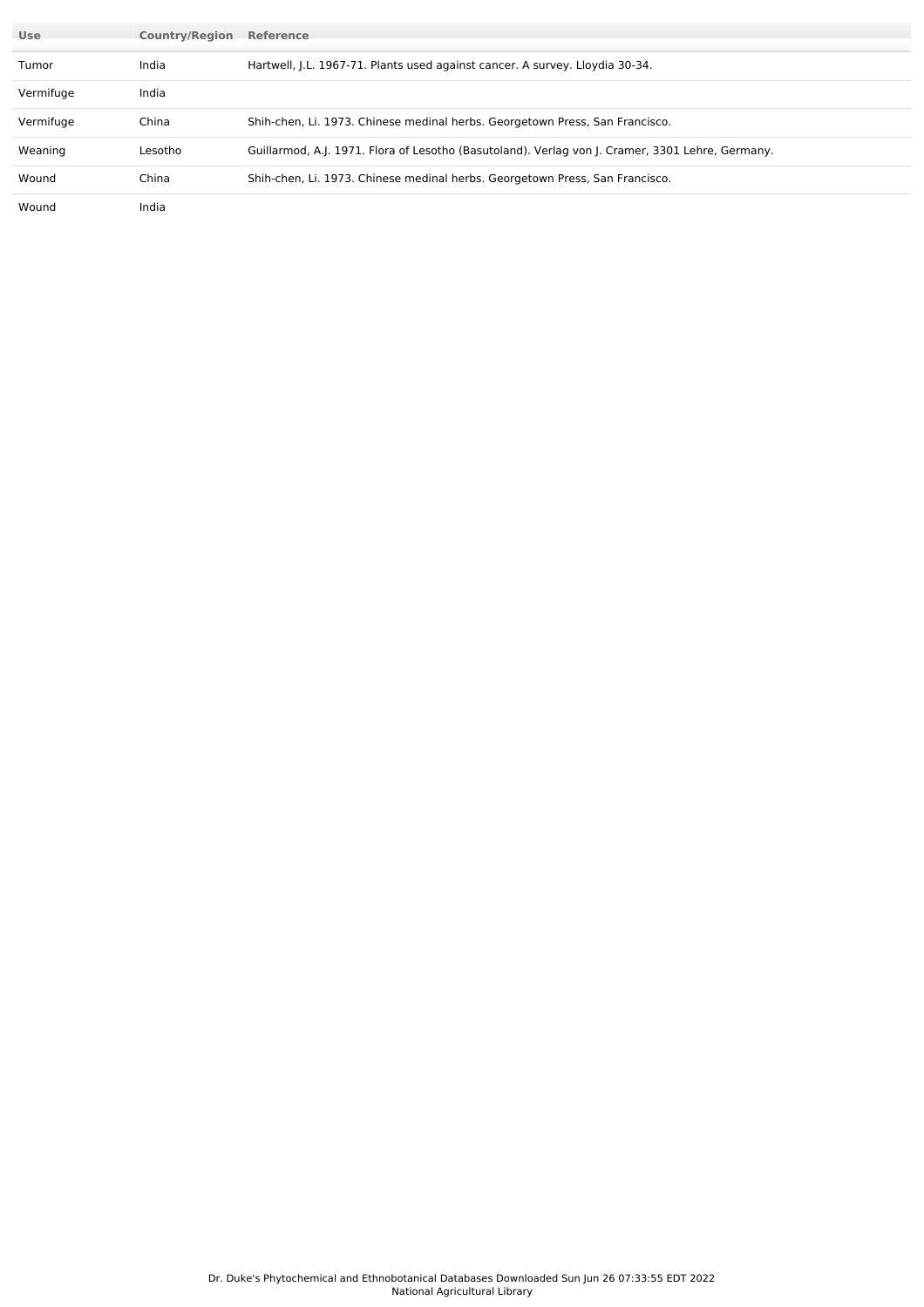| Use | Country/Region | Reference |
|---|---|---|
| Tumor | India | Hartwell, J.L. 1967-71. Plants used against cancer. A survey. Lloydia 30-34. |
| Vermifuge | India | |
| Vermifuge | China | Shih-chen, Li. 1973. Chinese medinal herbs. Georgetown Press, San Francisco. |
| Weaning | Lesotho | Guillarmod, A.J. 1971. Flora of Lesotho (Basutoland). Verlag von J. Cramer, 3301 Lehre, Germany. |
| Wound | China | Shih-chen, Li. 1973. Chinese medinal herbs. Georgetown Press, San Francisco. |
| Wound | India | |